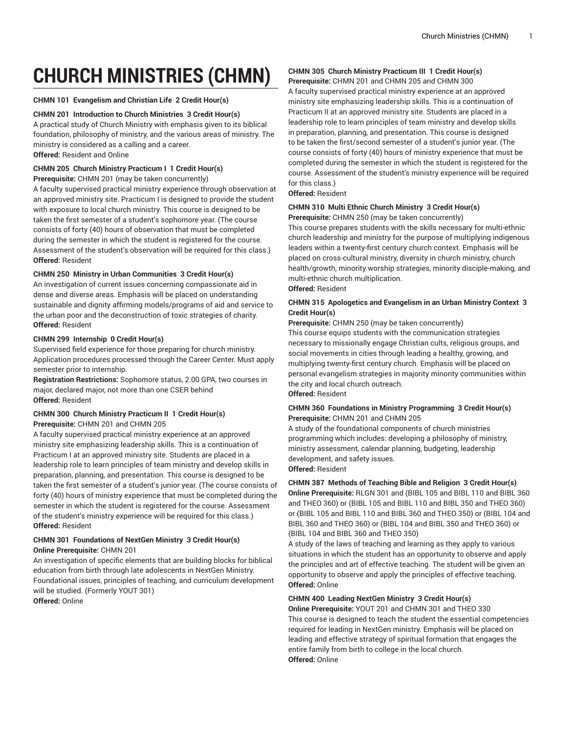# CHURCH MINISTRIES (CHMN)

**CHMN 101 Evangelism and Christian Life 2 Credit Hour(s)**

**CHMN 201 Introduction to Church Ministries 3 Credit Hour(s)**
A practical study of Church Ministry with emphasis given to its biblical foundation, philosophy of ministry, and the various areas of ministry. The ministry is considered as a calling and a career.
**Offered:** Resident and Online

**CHMN 205 Church Ministry Practicum I 1 Credit Hour(s)**
**Prerequisite:** CHMN 201 (may be taken concurrently)
A faculty supervised practical ministry experience through observation at an approved ministry site. Practicum I is designed to provide the student with exposure to local church ministry. This course is designed to be taken the first semester of a student's sophomore year. (The course consists of forty (40) hours of observation that must be completed during the semester in which the student is registered for the course. Assessment of the student's observation will be required for this class.)
**Offered:** Resident

**CHMN 250 Ministry in Urban Communities 3 Credit Hour(s)**
An investigation of current issues concerning compassionate aid in dense and diverse areas. Emphasis will be placed on understanding sustainable and dignity affirming models/programs of aid and service to the urban poor and the deconstruction of toxic strategies of charity.
**Offered:** Resident

**CHMN 299 Internship 0 Credit Hour(s)**
Supervised field experience for those preparing for church ministry. Application procedures processed through the Career Center. Must apply semester prior to internship.
**Registration Restrictions:** Sophomore status, 2.00 GPA, two courses in major, declared major, not more than one CSER behind
**Offered:** Resident

**CHMN 300 Church Ministry Practicum II 1 Credit Hour(s)**
**Prerequisite:** CHMN 201 and CHMN 205
A faculty supervised practical ministry experience at an approved ministry site emphasizing leadership skills. This is a continuation of Practicum I at an approved ministry site. Students are placed in a leadership role to learn principles of team ministry and develop skills in preparation, planning, and presentation. This course is designed to be taken the first semester of a student's junior year. (The course consists of forty (40) hours of ministry experience that must be completed during the semester in which the student is registered for the course. Assessment of the student's ministry experience will be required for this class.)
**Offered:** Resident

**CHMN 301 Foundations of NextGen Ministry 3 Credit Hour(s)**
**Online Prerequisite:** CHMN 201
An investigation of specific elements that are building blocks for biblical education from birth through late adolescents in NextGen Ministry. Foundational issues, principles of teaching, and curriculum development will be studied. (Formerly YOUT 301)
**Offered:** Online

**CHMN 305 Church Ministry Practicum III 1 Credit Hour(s)**
**Prerequisite:** CHMN 201 and CHMN 205 and CHMN 300
A faculty supervised practical ministry experience at an approved ministry site emphasizing leadership skills. This is a continuation of Practicum II at an approved ministry site. Students are placed in a leadership role to learn principles of team ministry and develop skills in preparation, planning, and presentation. This course is designed to be taken the first/second semester of a student's junior year. (The course consists of forty (40) hours of ministry experience that must be completed during the semester in which the student is registered for the course. Assessment of the student's ministry experience will be required for this class.)
**Offered:** Resident

**CHMN 310 Multi Ethnic Church Ministry 3 Credit Hour(s)**
**Prerequisite:** CHMN 250 (may be taken concurrently)
This course prepares students with the skills necessary for multi-ethnic church leadership and ministry for the purpose of multiplying indigenous leaders within a twenty-first century church context. Emphasis will be placed on cross-cultural ministry, diversity in church ministry, church health/growth, minority worship strategies, minority disciple-making, and multi-ethnic church multiplication.
**Offered:** Resident

**CHMN 315 Apologetics and Evangelism in an Urban Ministry Context 3 Credit Hour(s)**
**Prerequisite:** CHMN 250 (may be taken concurrently)
This course equips students with the communication strategies necessary to missionally engage Christian cults, religious groups, and social movements in cities through leading a healthy, growing, and multiplying twenty-first century church. Emphasis will be placed on personal evangelism strategies in majority minority communities within the city and local church outreach.
**Offered:** Resident

**CHMN 360 Foundations in Ministry Programming 3 Credit Hour(s)**
**Prerequisite:** CHMN 201 and CHMN 205
A study of the foundational components of church ministries programming which includes: developing a philosophy of ministry, ministry assessment, calendar planning, budgeting, leadership development, and safety issues.
**Offered:** Resident

**CHMN 387 Methods of Teaching Bible and Religion 3 Credit Hour(s)**
**Online Prerequisite:** RLGN 301 and (BIBL 105 and BIBL 110 and BIBL 360 and THEO 360) or (BIBL 105 and BIBL 110 and BIBL 350 and THEO 360) or (BIBL 105 and BIBL 110 and BIBL 360 and THEO 350) or (BIBL 104 and BIBL 360 and THEO 360) or (BIBL 104 and BIBL 350 and THEO 360) or (BIBL 104 and BIBL 360 and THEO 350)
A study of the laws of teaching and learning as they apply to various situations in which the student has an opportunity to observe and apply the principles and art of effective teaching. The student will be given an opportunity to observe and apply the principles of effective teaching.
**Offered:** Online

**CHMN 400 Leading NextGen Ministry 3 Credit Hour(s)**
**Online Prerequisite:** YOUT 201 and CHMN 301 and THEO 330
This course is designed to teach the student the essential competencies required for leading in NextGen ministry. Emphasis will be placed on leading and effective strategy of spiritual formation that engages the entire family from birth to college in the local church.
**Offered:** Online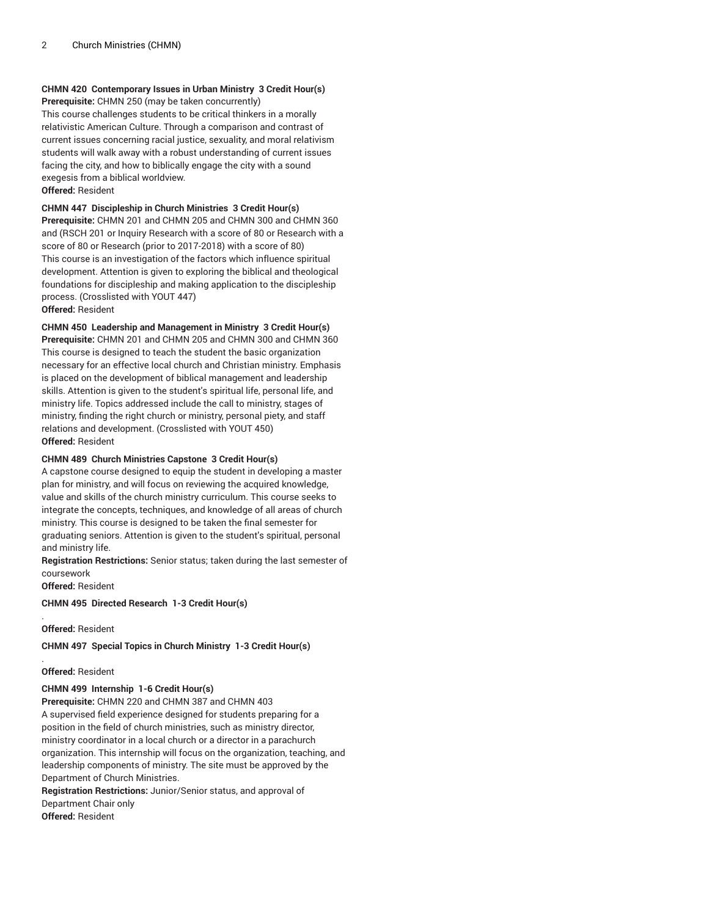**CHMN 420 Contemporary Issues in Urban Ministry 3 Credit Hour(s)**
**Prerequisite:** CHMN 250 (may be taken concurrently)
This course challenges students to be critical thinkers in a morally relativistic American Culture. Through a comparison and contrast of current issues concerning racial justice, sexuality, and moral relativism students will walk away with a robust understanding of current issues facing the city, and how to biblically engage the city with a sound exegesis from a biblical worldview.
**Offered:** Resident

**CHMN 447 Discipleship in Church Ministries 3 Credit Hour(s)**
**Prerequisite:** CHMN 201 and CHMN 205 and CHMN 300 and CHMN 360 and (RSCH 201 or Inquiry Research with a score of 80 or Research with a score of 80 or Research (prior to 2017-2018) with a score of 80)
This course is an investigation of the factors which influence spiritual development. Attention is given to exploring the biblical and theological foundations for discipleship and making application to the discipleship process. (Crosslisted with YOUT 447)
**Offered:** Resident

**CHMN 450 Leadership and Management in Ministry 3 Credit Hour(s)**
**Prerequisite:** CHMN 201 and CHMN 205 and CHMN 300 and CHMN 360
This course is designed to teach the student the basic organization necessary for an effective local church and Christian ministry. Emphasis is placed on the development of biblical management and leadership skills. Attention is given to the student's spiritual life, personal life, and ministry life. Topics addressed include the call to ministry, stages of ministry, finding the right church or ministry, personal piety, and staff relations and development. (Crosslisted with YOUT 450)
**Offered:** Resident

**CHMN 489 Church Ministries Capstone 3 Credit Hour(s)**
A capstone course designed to equip the student in developing a master plan for ministry, and will focus on reviewing the acquired knowledge, value and skills of the church ministry curriculum. This course seeks to integrate the concepts, techniques, and knowledge of all areas of church ministry. This course is designed to be taken the final semester for graduating seniors. Attention is given to the student's spiritual, personal and ministry life.
**Registration Restrictions:** Senior status; taken during the last semester of coursework
**Offered:** Resident

**CHMN 495 Directed Research 1-3 Credit Hour(s)**
.
**Offered:** Resident

**CHMN 497 Special Topics in Church Ministry 1-3 Credit Hour(s)**
.
**Offered:** Resident

**CHMN 499 Internship 1-6 Credit Hour(s)**
**Prerequisite:** CHMN 220 and CHMN 387 and CHMN 403
A supervised field experience designed for students preparing for a position in the field of church ministries, such as ministry director, ministry coordinator in a local church or a director in a parachurch organization. This internship will focus on the organization, teaching, and leadership components of ministry. The site must be approved by the Department of Church Ministries.
**Registration Restrictions:** Junior/Senior status, and approval of Department Chair only
**Offered:** Resident